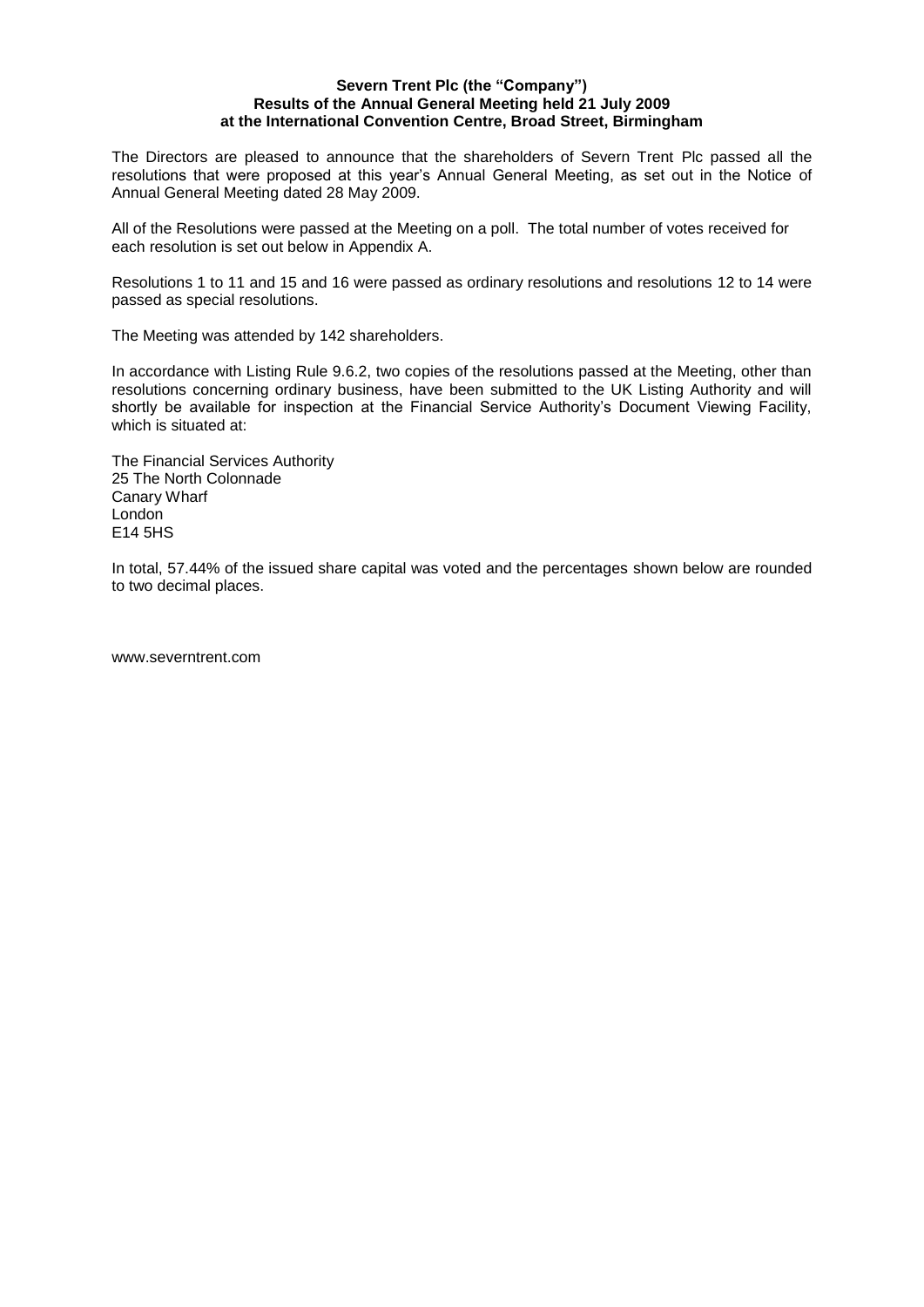**Severn Trent Plc (the "Company")**
**Results of the Annual General Meeting held 21 July 2009**
**at the International Convention Centre, Broad Street, Birmingham**

The Directors are pleased to announce that the shareholders of Severn Trent Plc passed all the resolutions that were proposed at this year's Annual General Meeting, as set out in the Notice of Annual General Meeting dated 28 May 2009.

All of the Resolutions were passed at the Meeting on a poll. The total number of votes received for each resolution is set out below in Appendix A.

Resolutions 1 to 11 and 15 and 16 were passed as ordinary resolutions and resolutions 12 to 14 were passed as special resolutions.

The Meeting was attended by 142 shareholders.

In accordance with Listing Rule 9.6.2, two copies of the resolutions passed at the Meeting, other than resolutions concerning ordinary business, have been submitted to the UK Listing Authority and will shortly be available for inspection at the Financial Service Authority's Document Viewing Facility, which is situated at:

The Financial Services Authority
25 The North Colonnade
Canary Wharf
London
E14 5HS

In total, 57.44% of the issued share capital was voted and the percentages shown below are rounded to two decimal places.

www.severntrent.com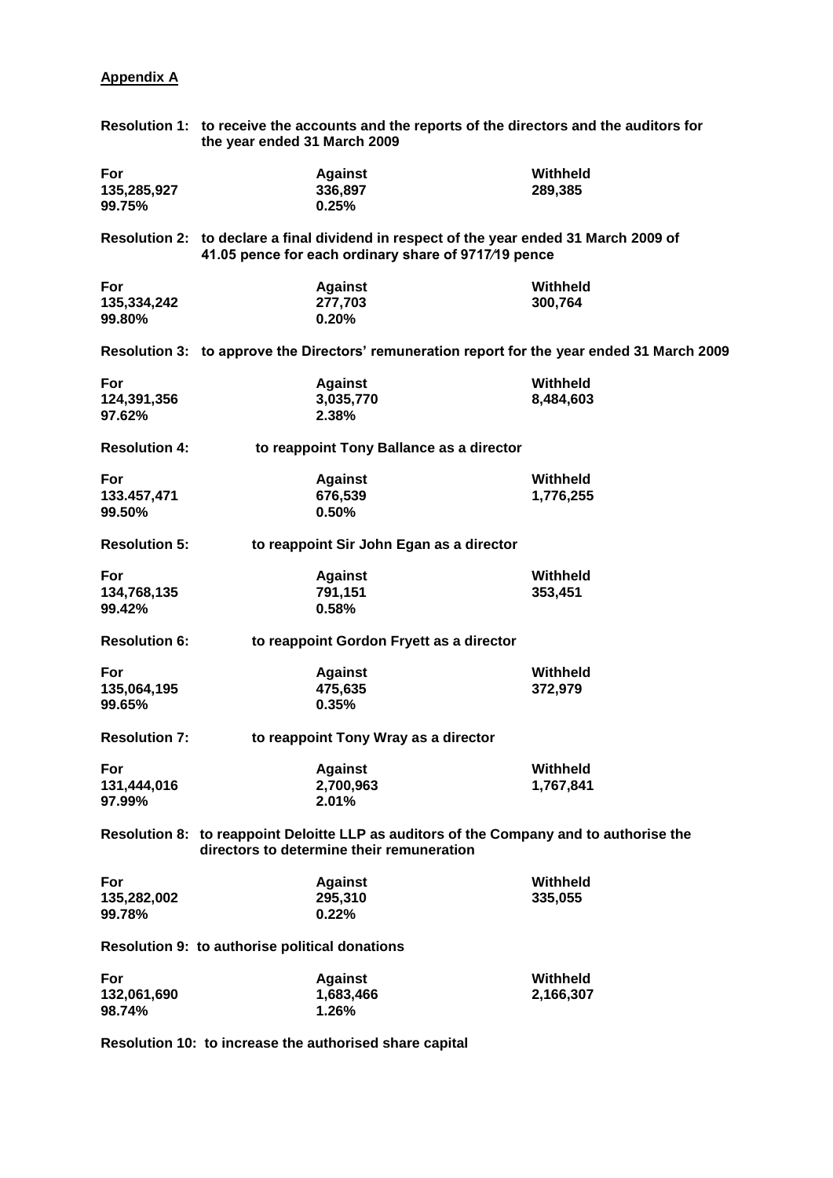**Appendix A**

**Resolution 1: to receive the accounts and the reports of the directors and the auditors for the year ended 31 March 2009**

| For | Against | Withheld |
|---|---|---|
| 135,285,927 | 336,897 | 289,385 |
| 99.75% | 0.25% | |

**Resolution 2: to declare a final dividend in respect of the year ended 31 March 2009 of 41.05 pence for each ordinary share of 9717⁄19 pence**

| For | Against | Withheld |
|---|---|---|
| 135,334,242 | 277,703 | 300,764 |
| 99.80% | 0.20% | |

**Resolution 3: to approve the Directors' remuneration report for the year ended 31 March 2009**

| For | Against | Withheld |
|---|---|---|
| 124,391,356 | 3,035,770 | 8,484,603 |
| 97.62% | 2.38% | |

**Resolution 4: to reappoint Tony Ballance as a director**

| For | Against | Withheld |
|---|---|---|
| 133.457,471 | 676,539 | 1,776,255 |
| 99.50% | 0.50% | |

**Resolution 5: to reappoint Sir John Egan as a director**

| For | Against | Withheld |
|---|---|---|
| 134,768,135 | 791,151 | 353,451 |
| 99.42% | 0.58% | |

**Resolution 6: to reappoint Gordon Fryett as a director**

| For | Against | Withheld |
|---|---|---|
| 135,064,195 | 475,635 | 372,979 |
| 99.65% | 0.35% | |

**Resolution 7: to reappoint Tony Wray as a director**

| For | Against | Withheld |
|---|---|---|
| 131,444,016 | 2,700,963 | 1,767,841 |
| 97.99% | 2.01% | |

**Resolution 8: to reappoint Deloitte LLP as auditors of the Company and to authorise the directors to determine their remuneration**

| For | Against | Withheld |
|---|---|---|
| 135,282,002 | 295,310 | 335,055 |
| 99.78% | 0.22% | |

**Resolution 9: to authorise political donations**

| For | Against | Withheld |
|---|---|---|
| 132,061,690 | 1,683,466 | 2,166,307 |
| 98.74% | 1.26% | |

**Resolution 10: to increase the authorised share capital**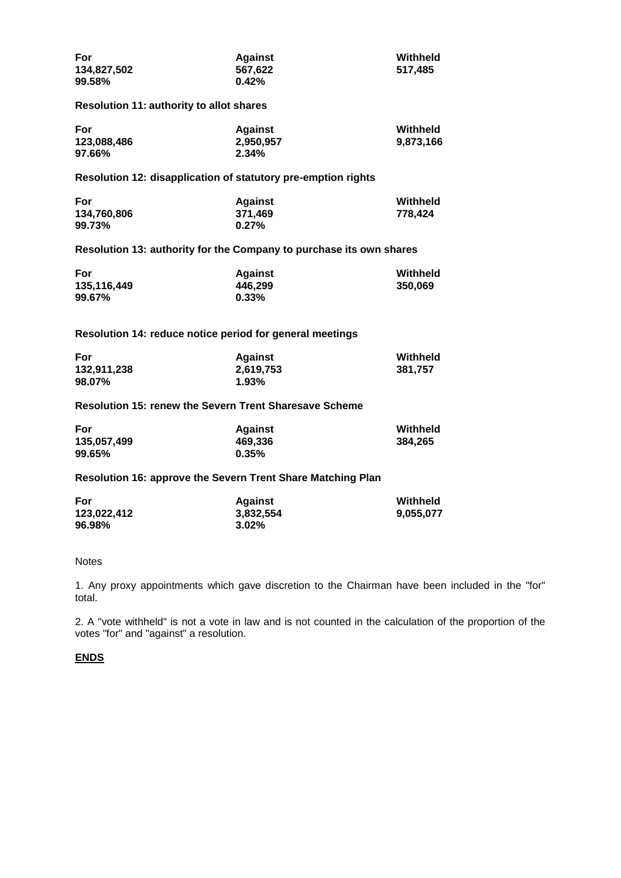| For | Against | Withheld |
| --- | --- | --- |
| 134,827,502 | 567,622 | 517,485 |
| 99.58% | 0.42% | |

**Resolution 11: authority to allot shares**

| For | Against | Withheld |
| --- | --- | --- |
| 123,088,486 | 2,950,957 | 9,873,166 |
| 97.66% | 2.34% | |

**Resolution 12: disapplication of statutory pre-emption rights**

| For | Against | Withheld |
| --- | --- | --- |
| 134,760,806 | 371,469 | 778,424 |
| 99.73% | 0.27% | |

**Resolution 13: authority for the Company to purchase its own shares**

| For | Against | Withheld |
| --- | --- | --- |
| 135,116,449 | 446,299 | 350,069 |
| 99.67% | 0.33% | |

**Resolution 14: reduce notice period for general meetings**

| For | Against | Withheld |
| --- | --- | --- |
| 132,911,238 | 2,619,753 | 381,757 |
| 98.07% | 1.93% | |

**Resolution 15: renew the Severn Trent Sharesave Scheme**

| For | Against | Withheld |
| --- | --- | --- |
| 135,057,499 | 469,336 | 384,265 |
| 99.65% | 0.35% | |

**Resolution 16: approve the Severn Trent Share Matching Plan**

| For | Against | Withheld |
| --- | --- | --- |
| 123,022,412 | 3,832,554 | 9,055,077 |
| 96.98% | 3.02% | |

Notes

1. Any proxy appointments which gave discretion to the Chairman have been included in the "for" total.

2. A "vote withheld" is not a vote in law and is not counted in the calculation of the proportion of the votes "for" and "against" a resolution.

**ENDS**